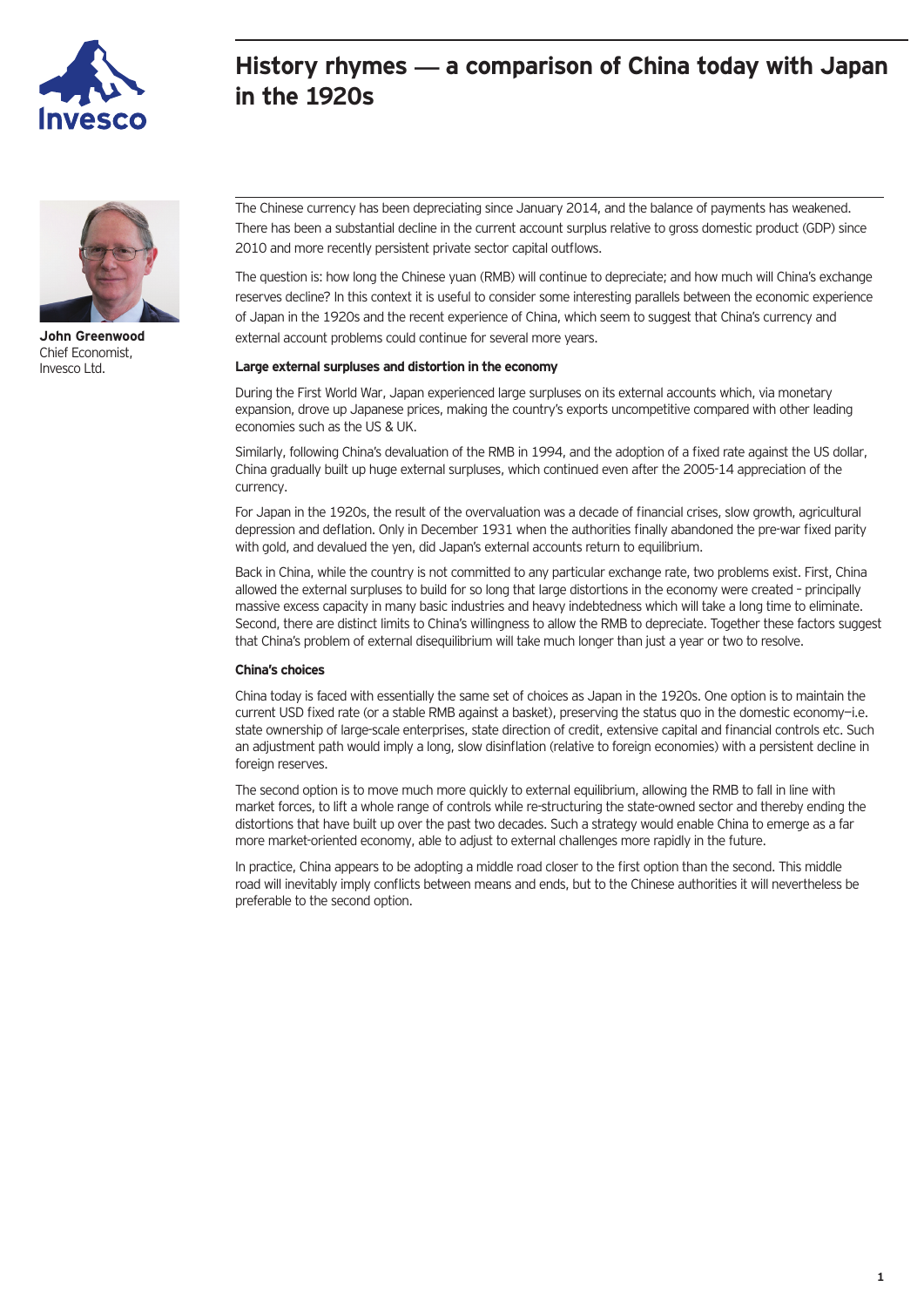# History rhymes — a comparison of China today with Japan in the 1920s

**John Greenwood**
Chief Economist,
Invesco Ltd.

The Chinese currency has been depreciating since January 2014, and the balance of payments has weakened. There has been a substantial decline in the current account surplus relative to gross domestic product (GDP) since 2010 and more recently persistent private sector capital outflows.

The question is: how long the Chinese yuan (RMB) will continue to depreciate; and how much will China's exchange reserves decline? In this context it is useful to consider some interesting parallels between the economic experience of Japan in the 1920s and the recent experience of China, which seem to suggest that China's currency and external account problems could continue for several more years.

**Large external surpluses and distortion in the economy**

During the First World War, Japan experienced large surpluses on its external accounts which, via monetary expansion, drove up Japanese prices, making the country's exports uncompetitive compared with other leading economies such as the US & UK.

Similarly, following China's devaluation of the RMB in 1994, and the adoption of a fixed rate against the US dollar, China gradually built up huge external surpluses, which continued even after the 2005-14 appreciation of the currency.

For Japan in the 1920s, the result of the overvaluation was a decade of financial crises, slow growth, agricultural depression and deflation. Only in December 1931 when the authorities finally abandoned the pre-war fixed parity with gold, and devalued the yen, did Japan's external accounts return to equilibrium.

Back in China, while the country is not committed to any particular exchange rate, two problems exist. First, China allowed the external surpluses to build for so long that large distortions in the economy were created - principally massive excess capacity in many basic industries and heavy indebtedness which will take a long time to eliminate. Second, there are distinct limits to China's willingness to allow the RMB to depreciate. Together these factors suggest that China's problem of external disequilibrium will take much longer than just a year or two to resolve.

**China's choices**

China today is faced with essentially the same set of choices as Japan in the 1920s. One option is to maintain the current USD fixed rate (or a stable RMB against a basket), preserving the status quo in the domestic economy—i.e. state ownership of large-scale enterprises, state direction of credit, extensive capital and financial controls etc. Such an adjustment path would imply a long, slow disinflation (relative to foreign economies) with a persistent decline in foreign reserves.

The second option is to move much more quickly to external equilibrium, allowing the RMB to fall in line with market forces, to lift a whole range of controls while re-structuring the state-owned sector and thereby ending the distortions that have built up over the past two decades. Such a strategy would enable China to emerge as a far more market-oriented economy, able to adjust to external challenges more rapidly in the future.

In practice, China appears to be adopting a middle road closer to the first option than the second. This middle road will inevitably imply conflicts between means and ends, but to the Chinese authorities it will nevertheless be preferable to the second option.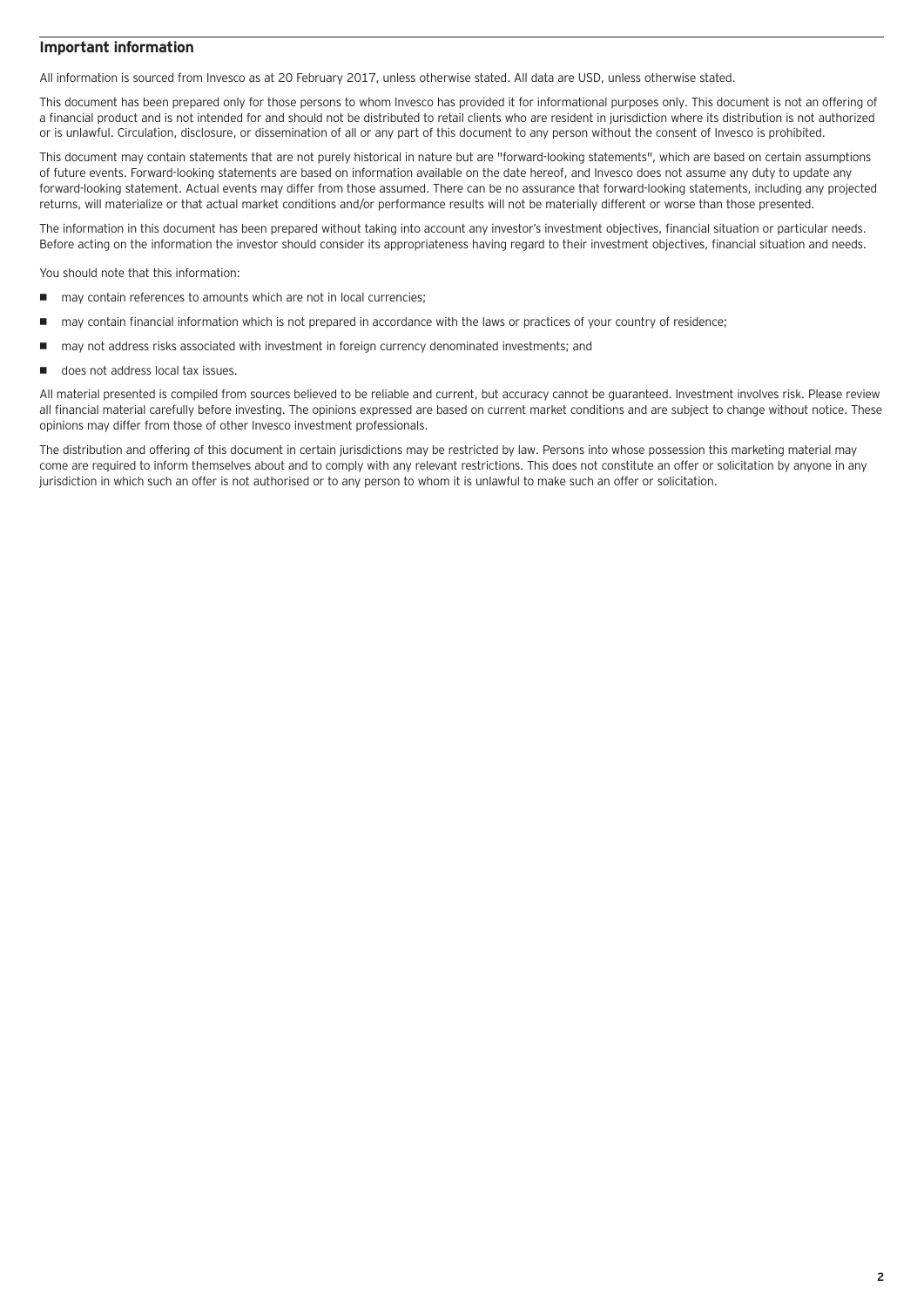## Important information

All information is sourced from Invesco as at 20 February 2017, unless otherwise stated. All data are USD, unless otherwise stated.

This document has been prepared only for those persons to whom Invesco has provided it for informational purposes only. This document is not an offering of a financial product and is not intended for and should not be distributed to retail clients who are resident in jurisdiction where its distribution is not authorized or is unlawful. Circulation, disclosure, or dissemination of all or any part of this document to any person without the consent of Invesco is prohibited.

This document may contain statements that are not purely historical in nature but are "forward-looking statements", which are based on certain assumptions of future events. Forward-looking statements are based on information available on the date hereof, and Invesco does not assume any duty to update any forward-looking statement. Actual events may differ from those assumed. There can be no assurance that forward-looking statements, including any projected returns, will materialize or that actual market conditions and/or performance results will not be materially different or worse than those presented.

The information in this document has been prepared without taking into account any investor's investment objectives, financial situation or particular needs. Before acting on the information the investor should consider its appropriateness having regard to their investment objectives, financial situation and needs.

You should note that this information:

- may contain references to amounts which are not in local currencies;
- may contain financial information which is not prepared in accordance with the laws or practices of your country of residence;
- may not address risks associated with investment in foreign currency denominated investments; and
- does not address local tax issues.

All material presented is compiled from sources believed to be reliable and current, but accuracy cannot be guaranteed. Investment involves risk. Please review all financial material carefully before investing. The opinions expressed are based on current market conditions and are subject to change without notice. These opinions may differ from those of other Invesco investment professionals.

The distribution and offering of this document in certain jurisdictions may be restricted by law. Persons into whose possession this marketing material may come are required to inform themselves about and to comply with any relevant restrictions. This does not constitute an offer or solicitation by anyone in any jurisdiction in which such an offer is not authorised or to any person to whom it is unlawful to make such an offer or solicitation.